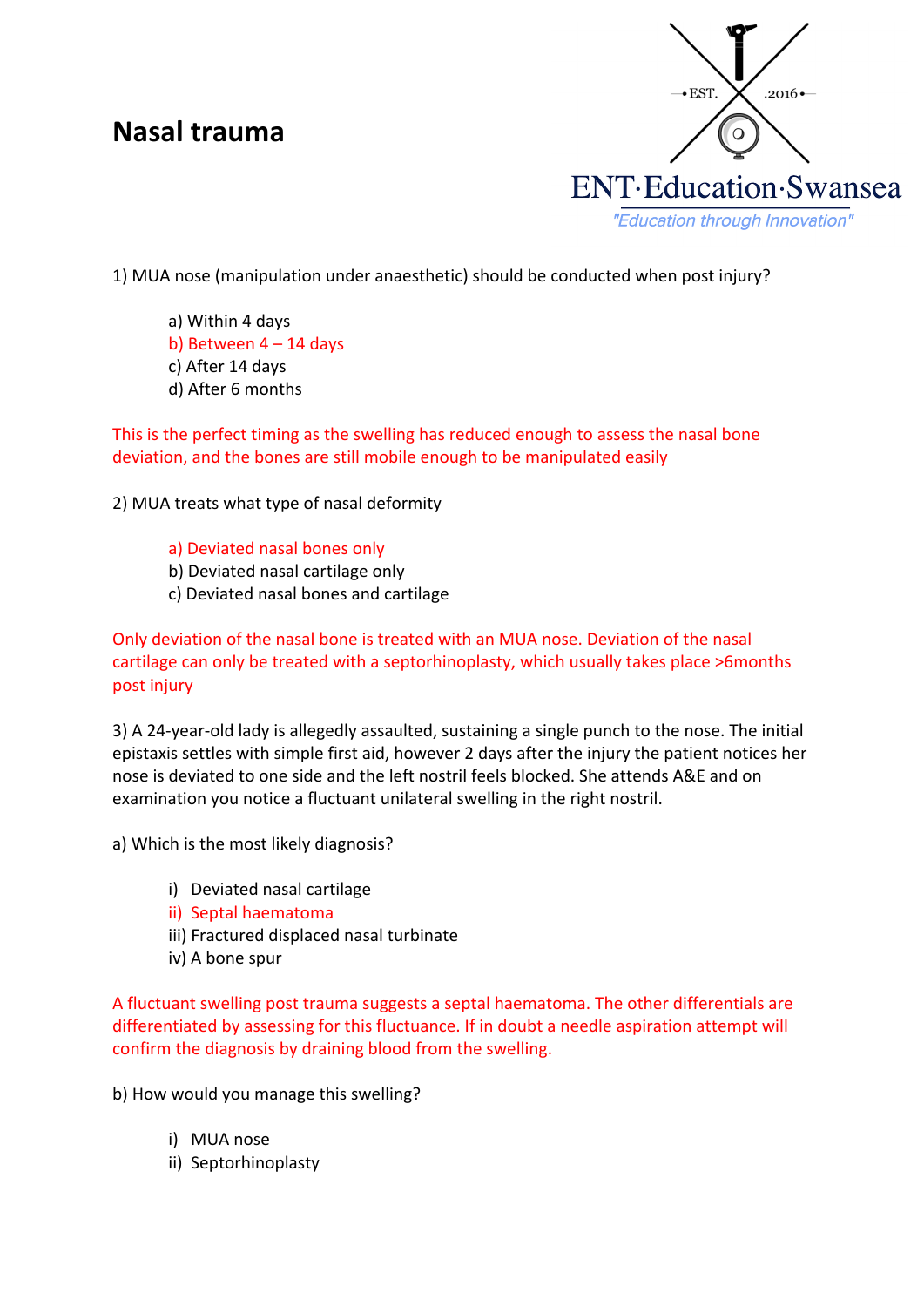# Nasal trauma

ENT·Education·Swansea

*"Education through Innovation"*

1) MUA nose (manipulation under anaesthetic) should be conducted when post injury?

a) Within 4 days
b) Between 4 – 14 days
c) After 14 days
d) After 6 months

This is the perfect timing as the swelling has reduced enough to assess the nasal bone deviation, and the bones are still mobile enough to be manipulated easily

2) MUA treats what type of nasal deformity

a) Deviated nasal bones only
b) Deviated nasal cartilage only
c) Deviated nasal bones and cartilage

Only deviation of the nasal bone is treated with an MUA nose. Deviation of the nasal cartilage can only be treated with a septorhinoplasty, which usually takes place >6months post injury

3) A 24-year-old lady is allegedly assaulted, sustaining a single punch to the nose. The initial epistaxis settles with simple first aid, however 2 days after the injury the patient notices her nose is deviated to one side and the left nostril feels blocked. She attends A&E and on examination you notice a fluctuant unilateral swelling in the right nostril.

a) Which is the most likely diagnosis?

i) Deviated nasal cartilage
ii) Septal haematoma
iii) Fractured displaced nasal turbinate
iv) A bone spur

A fluctuant swelling post trauma suggests a septal haematoma. The other differentials are differentiated by assessing for this fluctuance. If in doubt a needle aspiration attempt will confirm the diagnosis by draining blood from the swelling.

b) How would you manage this swelling?

i) MUA nose
ii) Septorhinoplasty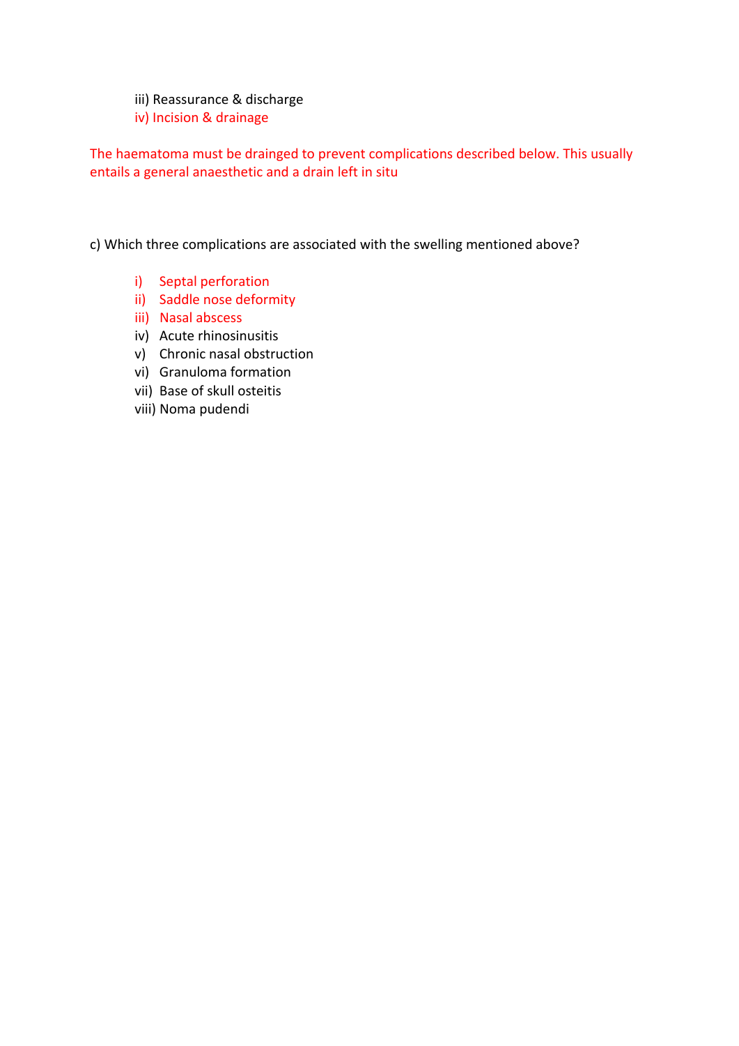iii) Reassurance & discharge
iv) Incision & drainage

The haematoma must be drainged to prevent complications described below. This usually entails a general anaesthetic and a drain left in situ

c) Which three complications are associated with the swelling mentioned above?

i) Septal perforation
ii) Saddle nose deformity
iii) Nasal abscess
iv) Acute rhinosinusitis
v) Chronic nasal obstruction
vi) Granuloma formation
vii) Base of skull osteitis
viii) Noma pudendi